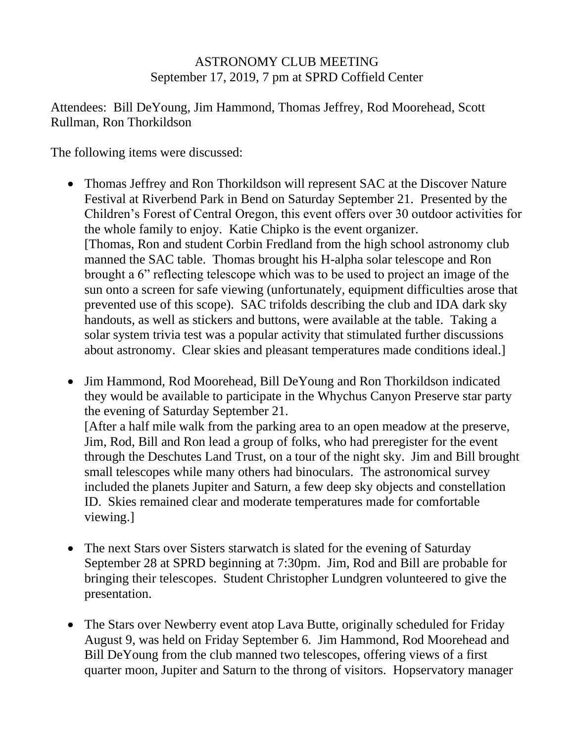# ASTRONOMY CLUB MEETING

September 17, 2019, 7 pm at SPRD Coffield Center

Attendees: Bill DeYoung, Jim Hammond, Thomas Jeffrey, Rod Moorehead, Scott Rullman, Ron Thorkildson

The following items were discussed:

- Thomas Jeffrey and Ron Thorkildson will represent SAC at the Discover Nature Festival at Riverbend Park in Bend on Saturday September 21. Presented by the Children's Forest of Central Oregon, this event offers over 30 outdoor activities for the whole family to enjoy. Katie Chipko is the event organizer.
  [Thomas, Ron and student Corbin Fredland from the high school astronomy club manned the SAC table. Thomas brought his H-alpha solar telescope and Ron brought a 6" reflecting telescope which was to be used to project an image of the sun onto a screen for safe viewing (unfortunately, equipment difficulties arose that prevented use of this scope). SAC trifolds describing the club and IDA dark sky handouts, as well as stickers and buttons, were available at the table. Taking a solar system trivia test was a popular activity that stimulated further discussions about astronomy. Clear skies and pleasant temperatures made conditions ideal.]

- Jim Hammond, Rod Moorehead, Bill DeYoung and Ron Thorkildson indicated they would be available to participate in the Whychus Canyon Preserve star party the evening of Saturday September 21.
  [After a half mile walk from the parking area to an open meadow at the preserve, Jim, Rod, Bill and Ron lead a group of folks, who had preregister for the event through the Deschutes Land Trust, on a tour of the night sky. Jim and Bill brought small telescopes while many others had binoculars. The astronomical survey included the planets Jupiter and Saturn, a few deep sky objects and constellation ID. Skies remained clear and moderate temperatures made for comfortable viewing.]

- The next Stars over Sisters starwatch is slated for the evening of Saturday September 28 at SPRD beginning at 7:30pm. Jim, Rod and Bill are probable for bringing their telescopes. Student Christopher Lundgren volunteered to give the presentation.

- The Stars over Newberry event atop Lava Butte, originally scheduled for Friday August 9, was held on Friday September 6. Jim Hammond, Rod Moorehead and Bill DeYoung from the club manned two telescopes, offering views of a first quarter moon, Jupiter and Saturn to the throng of visitors. Hopservatory manager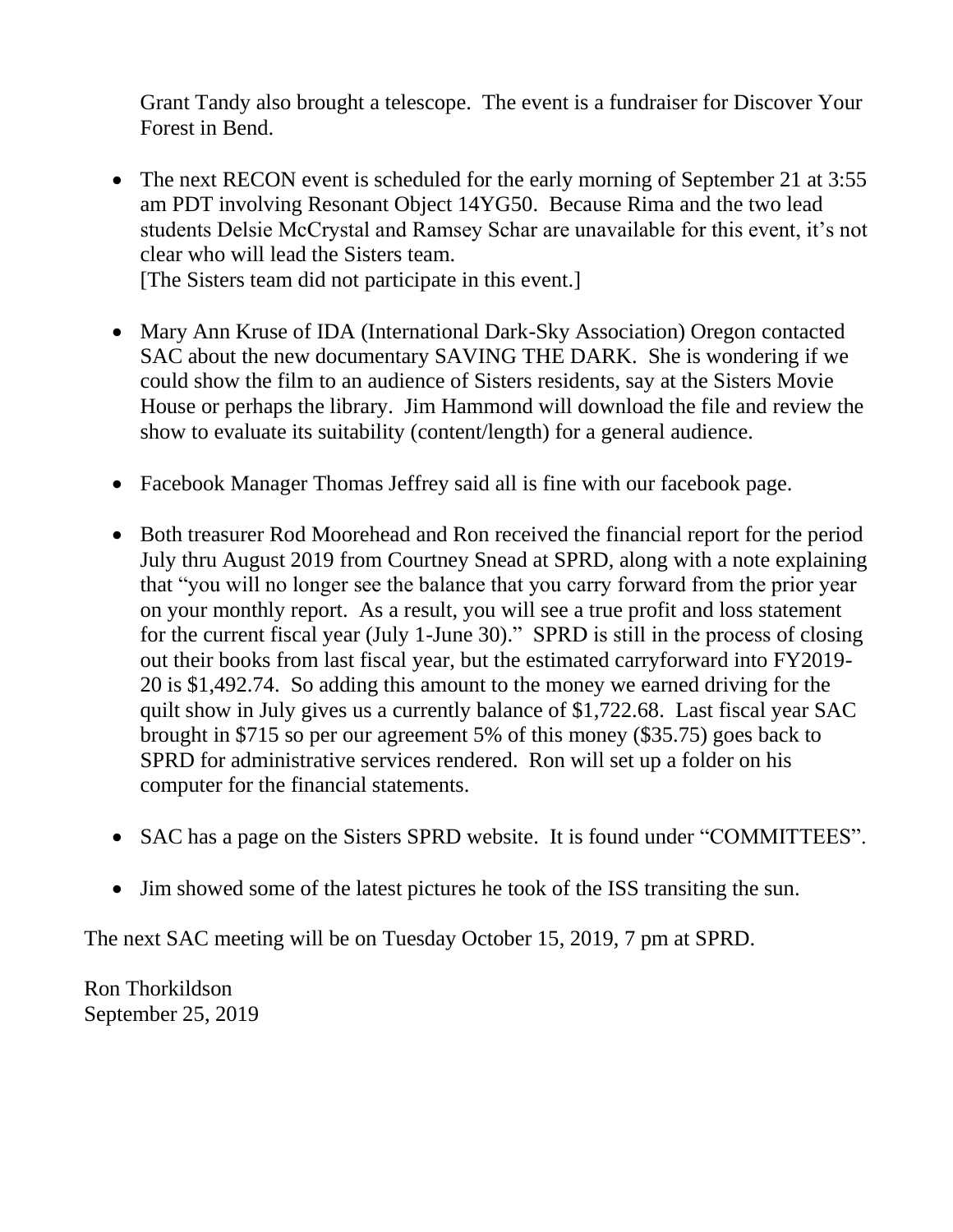Grant Tandy also brought a telescope. The event is a fundraiser for Discover Your Forest in Bend.

- The next RECON event is scheduled for the early morning of September 21 at 3:55 am PDT involving Resonant Object 14YG50. Because Rima and the two lead students Delsie McCrystal and Ramsey Schar are unavailable for this event, it's not clear who will lead the Sisters team.
  [The Sisters team did not participate in this event.]

- Mary Ann Kruse of IDA (International Dark-Sky Association) Oregon contacted SAC about the new documentary SAVING THE DARK. She is wondering if we could show the film to an audience of Sisters residents, say at the Sisters Movie House or perhaps the library. Jim Hammond will download the file and review the show to evaluate its suitability (content/length) for a general audience.

- Facebook Manager Thomas Jeffrey said all is fine with our facebook page.

- Both treasurer Rod Moorehead and Ron received the financial report for the period July thru August 2019 from Courtney Snead at SPRD, along with a note explaining that "you will no longer see the balance that you carry forward from the prior year on your monthly report. As a result, you will see a true profit and loss statement for the current fiscal year (July 1-June 30)." SPRD is still in the process of closing out their books from last fiscal year, but the estimated carryforward into FY2019-20 is $1,492.74. So adding this amount to the money we earned driving for the quilt show in July gives us a currently balance of $1,722.68. Last fiscal year SAC brought in $715 so per our agreement 5% of this money ($35.75) goes back to SPRD for administrative services rendered. Ron will set up a folder on his computer for the financial statements.

- SAC has a page on the Sisters SPRD website. It is found under "COMMITTEES".

- Jim showed some of the latest pictures he took of the ISS transiting the sun.

The next SAC meeting will be on Tuesday October 15, 2019, 7 pm at SPRD.

Ron Thorkildson
September 25, 2019